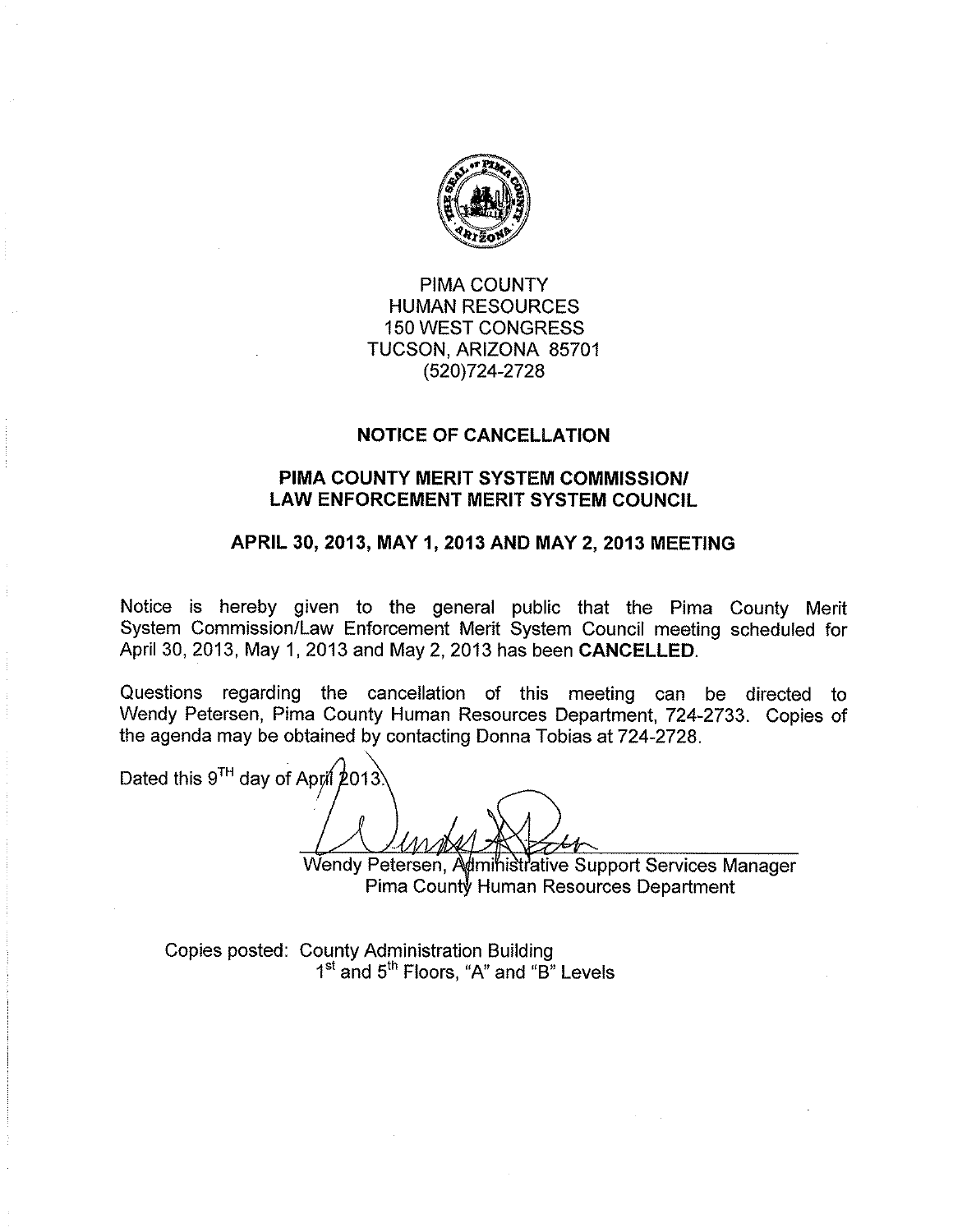PIMA COUNTY
HUMAN RESOURCES
150 WEST CONGRESS
TUCSON, ARIZONA 85701
(520)724-2728

## NOTICE OF CANCELLATION

## PIMA COUNTY MERIT SYSTEM COMMISSION/ LAW ENFORCEMENT MERIT SYSTEM COUNCIL

## APRIL 30, 2013, MAY 1, 2013 AND MAY 2, 2013 MEETING

Notice is hereby given to the general public that the Pima County Merit System Commission/Law Enforcement Merit System Council meeting scheduled for April 30, 2013, May 1, 2013 and May 2, 2013 has been **CANCELLED**.

Questions regarding the cancellation of this meeting can be directed to Wendy Petersen, Pima County Human Resources Department, 724-2733. Copies of the agenda may be obtained by contacting Donna Tobias at 724-2728.

Dated this 9TH day of April 2013.

Wendy Petersen, Administrative Support Services Manager
Pima County Human Resources Department

Copies posted: County Administration Building
1st and 5th Floors, "A" and "B" Levels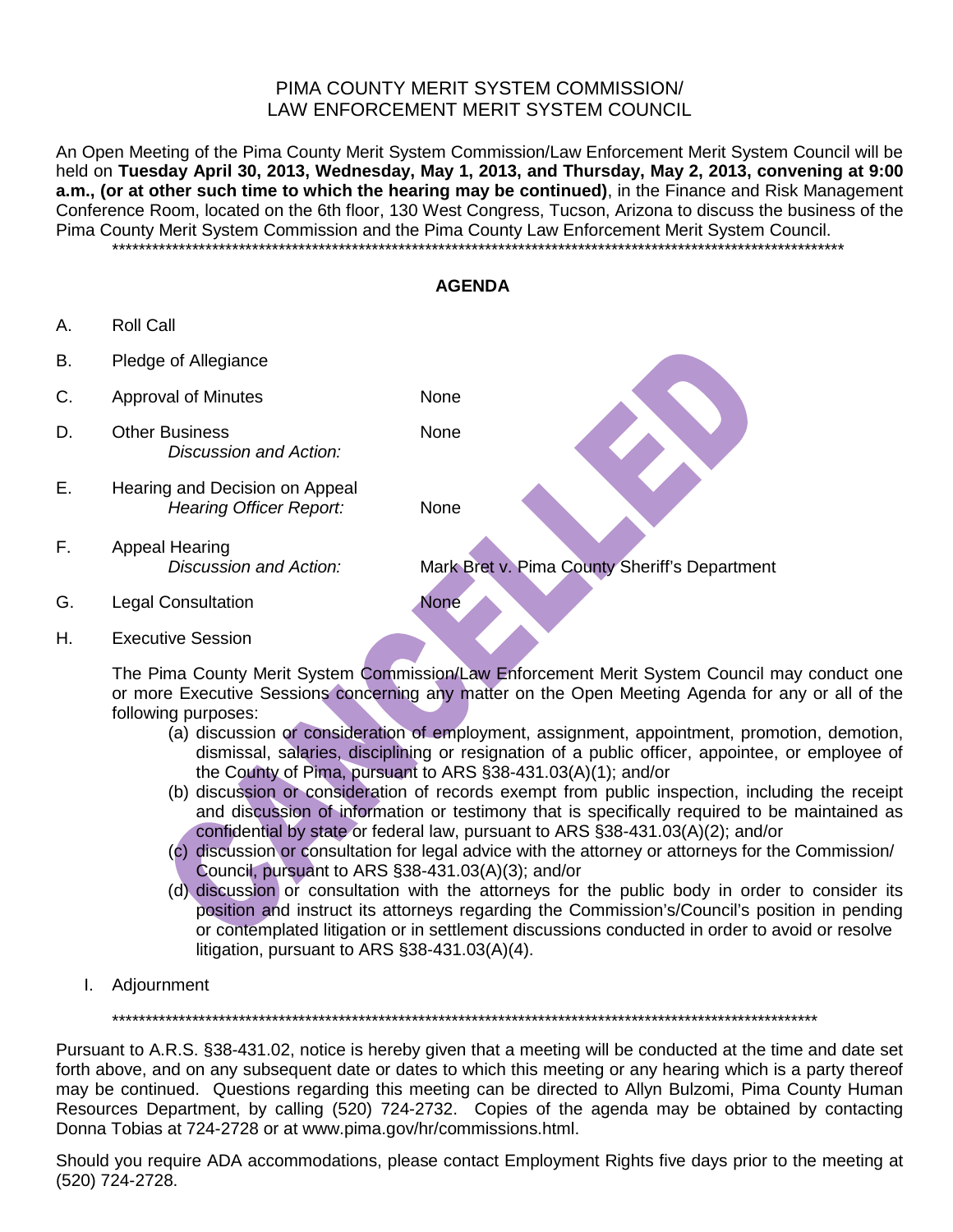# PIMA COUNTY MERIT SYSTEM COMMISSION/ LAW ENFORCEMENT MERIT SYSTEM COUNCIL

An Open Meeting of the Pima County Merit System Commission/Law Enforcement Merit System Council will be held on **Tuesday April 30, 2013, Wednesday, May 1, 2013, and Thursday, May 2, 2013, convening at 9:00 a.m., (or at other such time to which the hearing may be continued)**, in the Finance and Risk Management Conference Room, located on the 6th floor, 130 West Congress, Tucson, Arizona to discuss the business of the Pima County Merit System Commission and the Pima County Law Enforcement Merit System Council.

CANCELLED

## AGENDA

A. Roll Call

B. Pledge of Allegiance

C. Approval of Minutes — None

D. Other Business — None
*Discussion and Action:*

E. Hearing and Decision on Appeal
*Hearing Officer Report:* None

F. Appeal Hearing
*Discussion and Action:* Mark Bret v. Pima County Sheriff's Department

G. Legal Consultation — None

H. Executive Session

The Pima County Merit System Commission/Law Enforcement Merit System Council may conduct one or more Executive Sessions concerning any matter on the Open Meeting Agenda for any or all of the following purposes:

(a) discussion or consideration of employment, assignment, appointment, promotion, demotion, dismissal, salaries, disciplining or resignation of a public officer, appointee, or employee of the County of Pima, pursuant to ARS §38-431.03(A)(1); and/or

(b) discussion or consideration of records exempt from public inspection, including the receipt and discussion of information or testimony that is specifically required to be maintained as confidential by state or federal law, pursuant to ARS §38-431.03(A)(2); and/or

(c) discussion or consultation for legal advice with the attorney or attorneys for the Commission/ Council, pursuant to ARS §38-431.03(A)(3); and/or

(d) discussion or consultation with the attorneys for the public body in order to consider its position and instruct its attorneys regarding the Commission's/Council's position in pending or contemplated litigation or in settlement discussions conducted in order to avoid or resolve litigation, pursuant to ARS §38-431.03(A)(4).

I. Adjournment

Pursuant to A.R.S. §38-431.02, notice is hereby given that a meeting will be conducted at the time and date set forth above, and on any subsequent date or dates to which this meeting or any hearing which is a party thereof may be continued. Questions regarding this meeting can be directed to Allyn Bulzomi, Pima County Human Resources Department, by calling (520) 724-2732. Copies of the agenda may be obtained by contacting Donna Tobias at 724-2728 or at www.pima.gov/hr/commissions.html.

Should you require ADA accommodations, please contact Employment Rights five days prior to the meeting at (520) 724-2728.